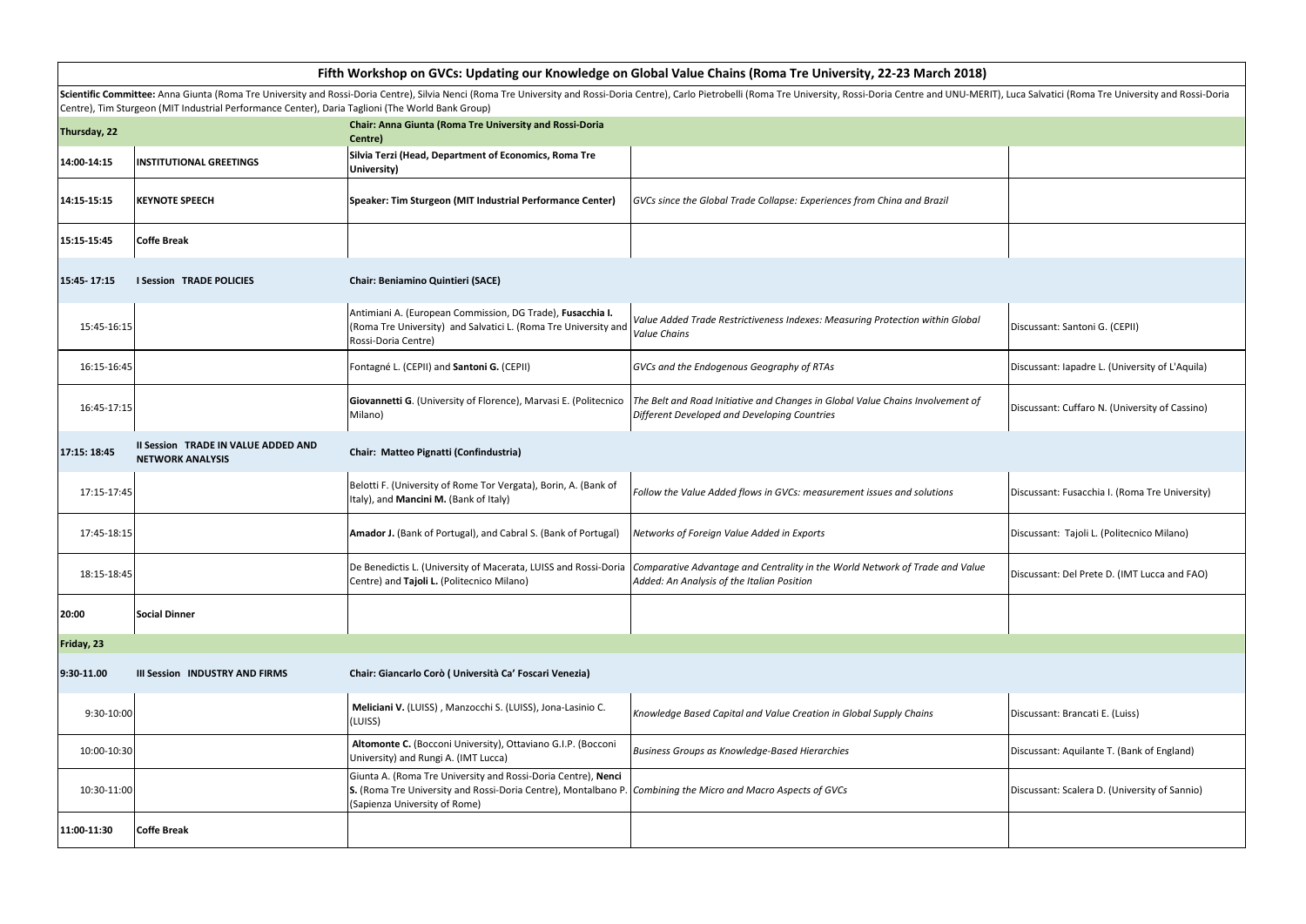# Fifth Workshop on GVCs: Updating our Knowledge on Global Value Chains (Roma Tre University, 22-23 March 2018)

**Scientific Committee:** Anna Giunta (Roma Tre University and Rossi-Doria Centre), Silvia Nenci (Roma Tre University and Rossi-Doria Centre), Carlo Pietrobelli (Roma Tre University, Rossi-Doria Centre and UNU-MERIT), Luca Salvatici (Roma Tre University and Rossi-Doria Centre), Tim Sturgeon (MIT Industrial Performance Center), Daria Taglioni (The World Bank Group)

| | | | | |
|---|---|---|---|---|
| **Thursday, 22** | | **Chair: Anna Giunta (Roma Tre University and Rossi-Doria Centre)** | | |
| **14:00-14:15** | **INSTITUTIONAL GREETINGS** | **Silvia Terzi (Head, Department of Economics, Roma Tre University)** | | |
| **14:15-15:15** | **KEYNOTE SPEECH** | **Speaker: Tim Sturgeon (MIT Industrial Performance Center)** | *GVCs since the Global Trade Collapse: Experiences from China and Brazil* | |
| **15:15-15:45** | **Coffe Break** | | | |
| **15:45- 17:15** | **I Session TRADE POLICIES** | **Chair: Beniamino Quintieri (SACE)** | | |
| 15:45-16:15 | | Antimiani A. (European Commission, DG Trade), **Fusacchia I.** (Roma Tre University) and Salvatici L. (Roma Tre University and Rossi-Doria Centre) | *Value Added Trade Restrictiveness Indexes: Measuring Protection within Global Value Chains* | Discussant: Santoni G. (CEPII) |
| 16:15-16:45 | | Fontagné L. (CEPII) and **Santoni G.** (CEPII) | *GVCs and the Endogenous Geography of RTAs* | Discussant: Iapadre L. (University of L'Aquila) |
| 16:45-17:15 | | **Giovannetti G**. (University of Florence), Marvasi E. (Politecnico Milano) | *The Belt and Road Initiative and Changes in Global Value Chains Involvement of Different Developed and Developing Countries* | Discussant: Cuffaro N. (University of Cassino) |
| **17:15: 18:45** | **II Session TRADE IN VALUE ADDED AND NETWORK ANALYSIS** | **Chair: Matteo Pignatti (Confindustria)** | | |
| 17:15-17:45 | | Belotti F. (University of Rome Tor Vergata), Borin, A. (Bank of Italy), and **Mancini M.** (Bank of Italy) | *Follow the Value Added flows in GVCs: measurement issues and solutions* | Discussant: Fusacchia I. (Roma Tre University) |
| 17:45-18:15 | | **Amador J.** (Bank of Portugal), and Cabral S. (Bank of Portugal) | *Networks of Foreign Value Added in Exports* | Discussant: Tajoli L. (Politecnico Milano) |
| 18:15-18:45 | | De Benedictis L. (University of Macerata, LUISS and Rossi-Doria Centre) and **Tajoli L.** (Politecnico Milano) | *Comparative Advantage and Centrality in the World Network of Trade and Value Added: An Analysis of the Italian Position* | Discussant: Del Prete D. (IMT Lucca and FAO) |
| **20:00** | **Social Dinner** | | | |
| **Friday, 23** | | | | |
| **9:30-11.00** | **III Session INDUSTRY AND FIRMS** | **Chair: Giancarlo Corò ( Università Ca' Foscari Venezia)** | | |
| 9:30-10:00 | | **Meliciani V.** (LUISS) , Manzocchi S. (LUISS), Jona-Lasinio C. (LUISS) | *Knowledge Based Capital and Value Creation in Global Supply Chains* | Discussant: Brancati E. (Luiss) |
| 10:00-10:30 | | **Altomonte C.** (Bocconi University), Ottaviano G.I.P. (Bocconi University) and Rungi A. (IMT Lucca) | *Business Groups as Knowledge-Based Hierarchies* | Discussant: Aquilante T. (Bank of England) |
| 10:30-11:00 | | Giunta A. (Roma Tre University and Rossi-Doria Centre), **Nenci S.** (Roma Tre University and Rossi-Doria Centre), Montalbano P. (Sapienza University of Rome) | *Combining the Micro and Macro Aspects of GVCs* | Discussant: Scalera D. (University of Sannio) |
| **11:00-11:30** | **Coffe Break** | | | |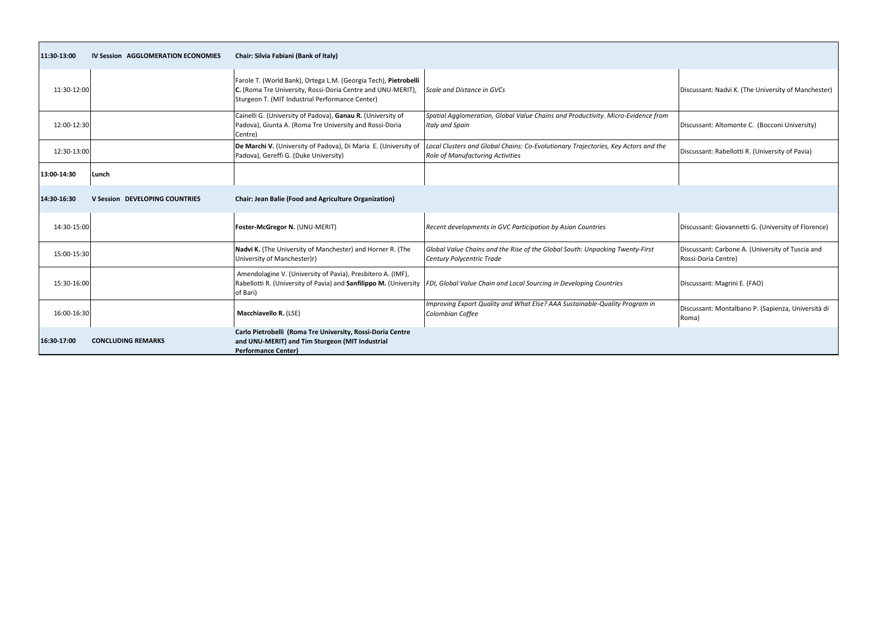| | | | | |
|---|---|---|---|---|
| **11:30-13:00** | **IV Session AGGLOMERATION ECONOMIES** | **Chair: Silvia Fabiani (Bank of Italy)** | | |
| 11:30-12:00 | | Farole T. (World Bank), Ortega L.M. (Georgia Tech), **Pietrobelli C.** (Roma Tre University, Rossi-Doria Centre and UNU-MERIT), Sturgeon T. (MIT Industrial Performance Center) | *Scale and Distance in GVCs* | Discussant: Nadvi K. (The University of Manchester) |
| 12:00-12:30 | | Cainelli G. (University of Padova), **Ganau R.** (University of Padova), Giunta A. (Roma Tre University and Rossi-Doria Centre) | *Spatial Agglomeration, Global Value Chains and Productivity. Micro-Evidence from Italy and Spain* | Discussant: Altomonte C. (Bocconi University) |
| 12:30-13:00 | | **De Marchi V.** (University of Padova), Di Maria E. (University of Padova), Gereffi G. (Duke University) | *Local Clusters and Global Chains: Co-Evolutionary Trajectories, Key Actors and the Role of Manufacturing Activities* | Discussant: Rabellotti R. (University of Pavia) |
| **13:00-14:30** | **Lunch** | | | |
| **14:30-16:30** | **V Session DEVELOPING COUNTRIES** | **Chair: Jean Balie (Food and Agriculture Organization)** | | |
| 14:30-15:00 | | **Foster-McGregor N.** (UNU-MERIT) | *Recent developments in GVC Participation by Asian Countries* | Discussant: Giovannetti G. (University of Florence) |
| 15:00-15:30 | | **Nadvi K.** (The University of Manchester) and Horner R. (The University of Manchester)r) | *Global Value Chains and the Rise of the Global South: Unpacking Twenty-First Century Polycentric Trade* | Discussant: Carbone A. (University of Tuscia and Rossi-Doria Centre) |
| 15:30-16:00 | | Amendolagine V. (University of Pavia), Presbitero A. (IMF), Rabellotti R. (University of Pavia) and **Sanfilippo M.** (University of Bari) | *FDI, Global Value Chain and Local Sourcing in Developing Countries* | Discussant: Magrini E. (FAO) |
| 16:00-16:30 | | **Macchiavello R.** (LSE) | *Improving Export Quality and What Else? AAA Sustainable-Quality Program in Colombian Coffee* | Discussant: Montalbano P. (Sapienza, Università di Roma) |
| **16:30-17:00** | **CONCLUDING REMARKS** | **Carlo Pietrobelli (Roma Tre University, Rossi-Doria Centre and UNU-MERIT) and Tim Sturgeon (MIT Industrial Performance Center)** | | |